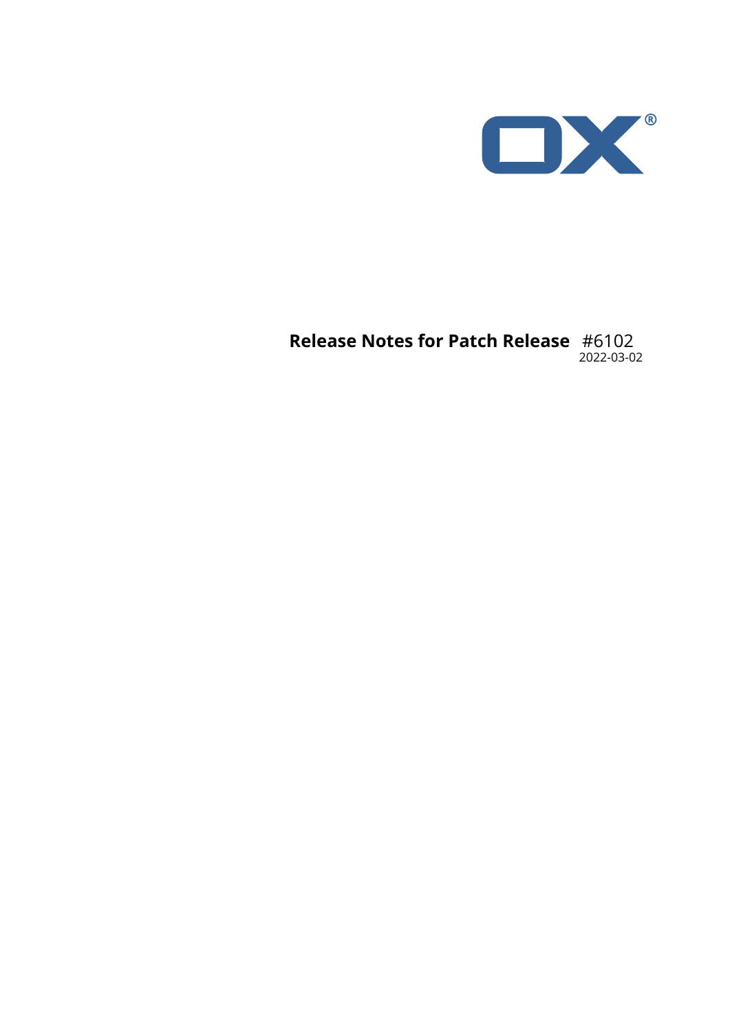# Release Notes for Patch Release #6102

2022-03-02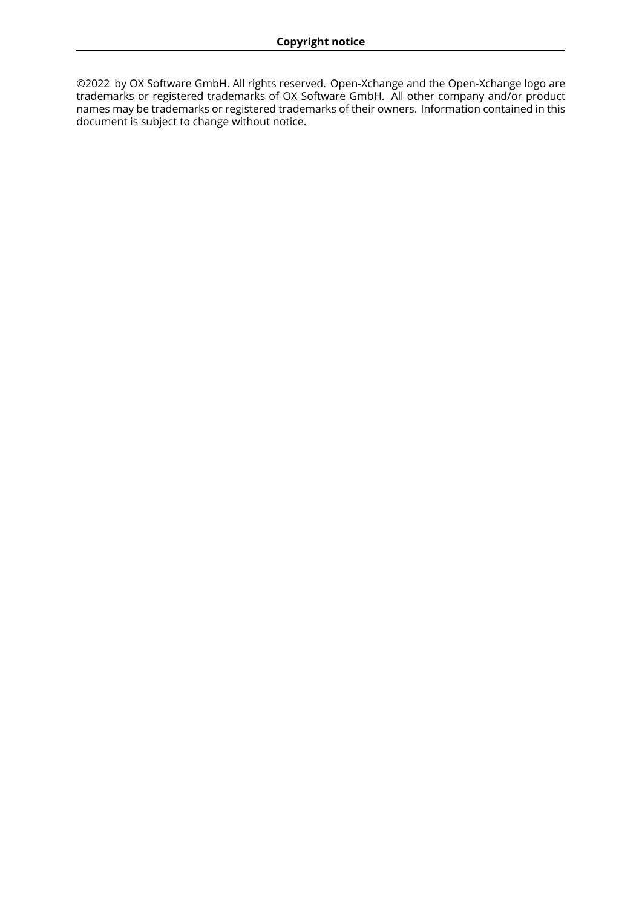## Copyright notice

©2022 by OX Software GmbH. All rights reserved. Open-Xchange and the Open-Xchange logo are trademarks or registered trademarks of OX Software GmbH. All other company and/or product names may be trademarks or registered trademarks of their owners. Information contained in this document is subject to change without notice.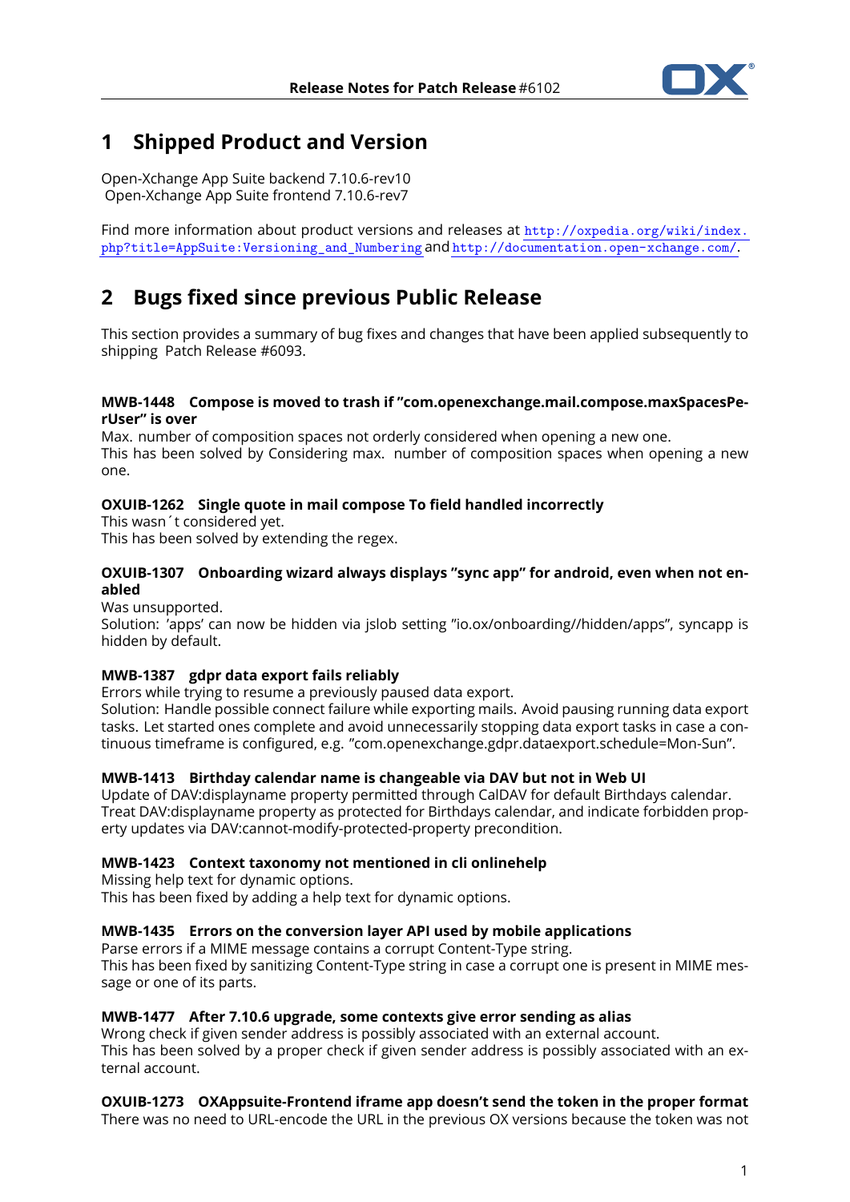# 1 Shipped Product and Version

Open-Xchange App Suite backend 7.10.6-rev10
Open-Xchange App Suite frontend 7.10.6-rev7

Find more information about product versions and releases at http://oxpedia.org/wiki/index.php?title=AppSuite:Versioning_and_Numbering and http://documentation.open-xchange.com/.

# 2 Bugs fixed since previous Public Release

This section provides a summary of bug fixes and changes that have been applied subsequently to shipping Patch Release #6093.

**MWB-1448 Compose is moved to trash if "com.openexchange.mail.compose.maxSpacesPerUser" is over**
Max. number of composition spaces not orderly considered when opening a new one.
This has been solved by Considering max. number of composition spaces when opening a new one.

**OXUIB-1262 Single quote in mail compose To field handled incorrectly**
This wasn´t considered yet.
This has been solved by extending the regex.

**OXUIB-1307 Onboarding wizard always displays "sync app" for android, even when not enabled**
Was unsupported.
Solution: 'apps' can now be hidden via jslob setting "io.ox/onboarding//hidden/apps", syncapp is hidden by default.

**MWB-1387 gdpr data export fails reliably**
Errors while trying to resume a previously paused data export.
Solution: Handle possible connect failure while exporting mails. Avoid pausing running data export tasks. Let started ones complete and avoid unnecessarily stopping data export tasks in case a continuous timeframe is configured, e.g. "com.openexchange.gdpr.dataexport.schedule=Mon-Sun".

**MWB-1413 Birthday calendar name is changeable via DAV but not in Web UI**
Update of DAV:displayname property permitted through CalDAV for default Birthdays calendar.
Treat DAV:displayname property as protected for Birthdays calendar, and indicate forbidden property updates via DAV:cannot-modify-protected-property precondition.

**MWB-1423 Context taxonomy not mentioned in cli onlinehelp**
Missing help text for dynamic options.
This has been fixed by adding a help text for dynamic options.

**MWB-1435 Errors on the conversion layer API used by mobile applications**
Parse errors if a MIME message contains a corrupt Content-Type string.
This has been fixed by sanitizing Content-Type string in case a corrupt one is present in MIME message or one of its parts.

**MWB-1477 After 7.10.6 upgrade, some contexts give error sending as alias**
Wrong check if given sender address is possibly associated with an external account.
This has been solved by a proper check if given sender address is possibly associated with an external account.

**OXUIB-1273 OXAppsuite-Frontend iframe app doesn't send the token in the proper format**
There was no need to URL-encode the URL in the previous OX versions because the token was not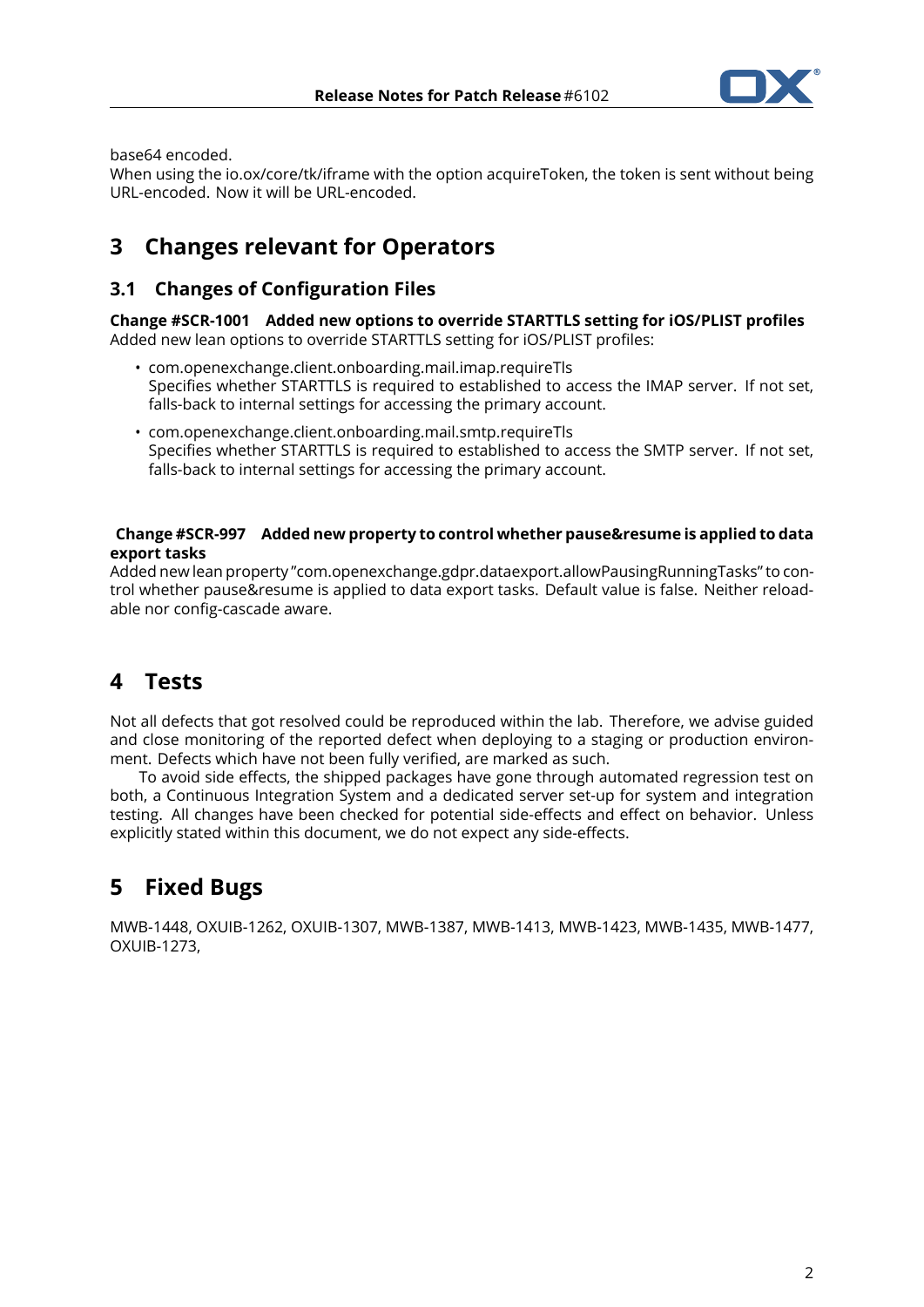base64 encoded.
When using the io.ox/core/tk/iframe with the option acquireToken, the token is sent without being URL-encoded. Now it will be URL-encoded.

# 3 Changes relevant for Operators

## 3.1 Changes of Configuration Files

**Change #SCR-1001 Added new options to override STARTTLS setting for iOS/PLIST profiles**
Added new lean options to override STARTTLS setting for iOS/PLIST profiles:

- com.openexchange.client.onboarding.mail.imap.requireTls
  Specifies whether STARTTLS is required to established to access the IMAP server. If not set, falls-back to internal settings for accessing the primary account.
- com.openexchange.client.onboarding.mail.smtp.requireTls
  Specifies whether STARTTLS is required to established to access the SMTP server. If not set, falls-back to internal settings for accessing the primary account.

**Change #SCR-997 Added new property to control whether pause&resume is applied to data export tasks**
Added new lean property "com.openexchange.gdpr.dataexport.allowPausingRunningTasks" to control whether pause&resume is applied to data export tasks. Default value is false. Neither reloadable nor config-cascade aware.

# 4 Tests

Not all defects that got resolved could be reproduced within the lab. Therefore, we advise guided and close monitoring of the reported defect when deploying to a staging or production environment. Defects which have not been fully verified, are marked as such.

To avoid side effects, the shipped packages have gone through automated regression test on both, a Continuous Integration System and a dedicated server set-up for system and integration testing. All changes have been checked for potential side-effects and effect on behavior. Unless explicitly stated within this document, we do not expect any side-effects.

# 5 Fixed Bugs

MWB-1448, OXUIB-1262, OXUIB-1307, MWB-1387, MWB-1413, MWB-1423, MWB-1435, MWB-1477, OXUIB-1273,